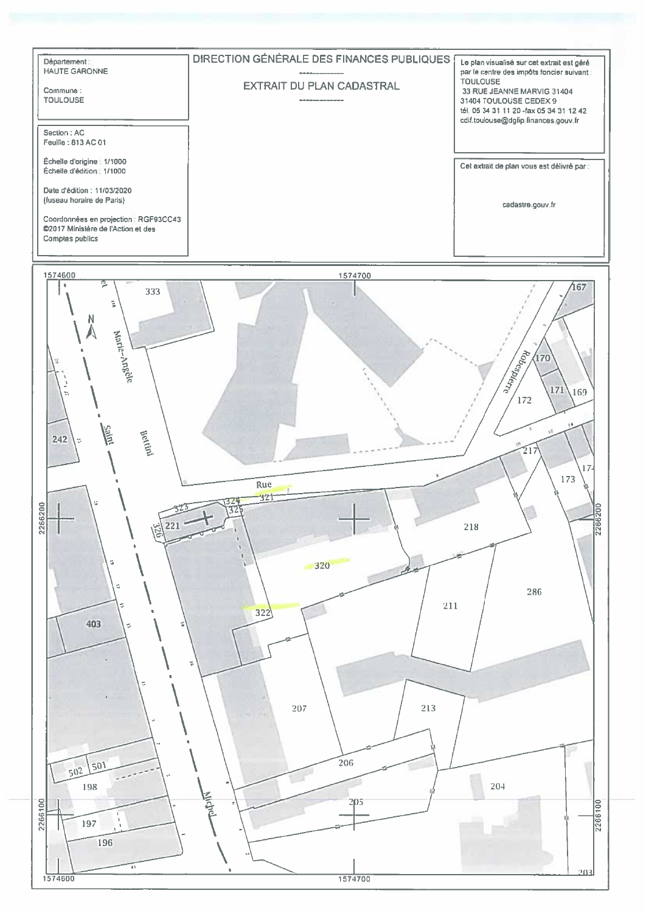| Département : HAUTE GARONNE<br><br>Commune : TOULOUSE | **DIRECTION GÉNÉRALE DES FINANCES PUBLIQUES**<br><br>**EXTRAIT DU PLAN CADASTRAL** | Le plan visualisé sur cet extrait est géré par le centre des impôts foncier suivant : TOULOUSE<br>33 RUE JEANNE MARVIG 31404<br>31404 TOULOUSE CEDEX 9<br>tél. 05 34 31 11 20 -fax 05 34 31 12 42<br>cdif.toulouse@dgfip.finances.gouv.fr |
|---|---|---|
| Section : AC<br>Feuille : 813 AC 01<br><br>Échelle d'origine : 1/1000<br>Échelle d'édition : 1/1000<br><br>Date d'édition : 11/03/2020<br>(fuseau horaire de Paris)<br><br>Coordonnées en projection : RGF93CC43<br>©2017 Ministère de l'Action et des Comptes publics | | Cet extrait de plan vous est délivré par :<br><br>cadastre.gouv.fr |

1574600 — 1574700

2266200 — 2266100

N

Rue Marie-Angèle Bettini

Rue Saint Michel

Robespierre

Parcelles : 333, 167, 170, 171, 169, 172, 242, 217, 173, 321, 323, 324, 325, 326, 221, 218, 320, 286, 211, 322, 403, 207, 213, 206, 502, 501, 198, 204, 205, 197, 196, 203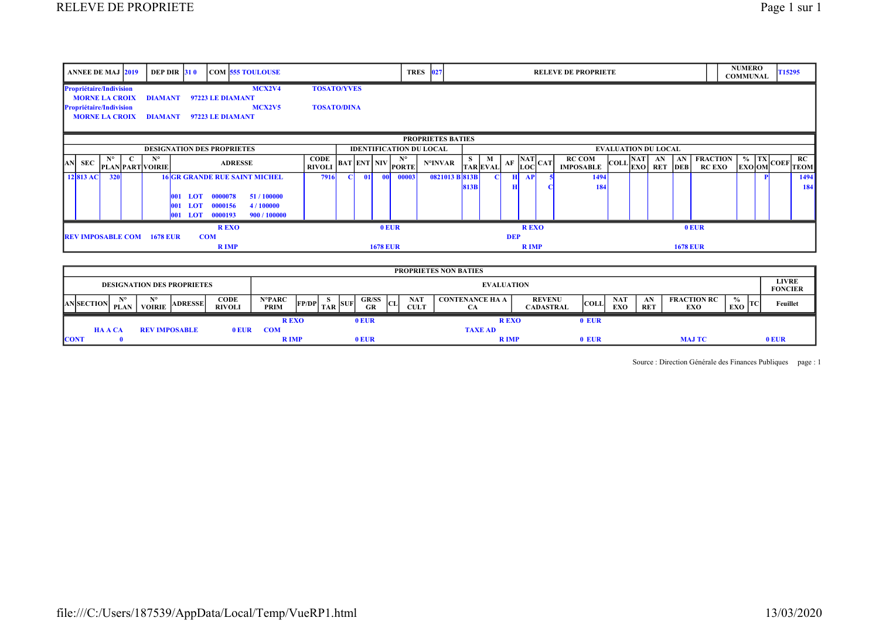| ANNEE DE MAJ | 2019 | DEP DIR | 31 0 | COM | 555 TOULOUSE | TRES | 027 | RELEVE DE PROPRIETE | NUMERO COMMUNAL | T15295 |
|---|---|---|---|---|---|---|---|---|---|---|

Propriétaire/Indivision MCX2V4 TOSATO/YVES
MORNE LA CROIX DIAMANT 97223 LE DIAMANT
Propriétaire/Indivision MCX2V5 TOSATO/DINA
MORNE LA CROIX DIAMANT 97223 LE DIAMANT

**PROPRIETES BATIES**

| DESIGNATION DES PROPRIETES | | | | | | | IDENTIFICATION DU LOCAL | | | | | EVALUATION DU LOCAL | | | | | | | | | | | | | | | |
|---|---|---|---|---|---|---|---|---|---|---|---|---|---|---|---|---|---|---|---|---|---|---|---|---|---|---|---|
| AN | SEC | N° PLAN | C PART | N° VOIRIE | ADRESSE | CODE RIVOLI | BAT | ENT | NIV | N° PORTE | N°INVAR | S TAR | M EVAL | AF | NAT LOC | CAT | RC COM IMPOSABLE | COLL | NAT EXO | AN RET | AN DEB | FRACTION RC EXO | % EXO | TX OM | COEF | RC TEOM |
| 12 | 813 AC | 320 | | 16 | GR GRANDE RUE SAINT MICHEL | 7916 | C | 01 | 00 | 00003 | 0821013 B | 813B | C | H | AP | 5 | 1494 | | | | | | | P | | 1494 |
| | | | | | | | | | | | | 813B | | H | | C | 184 | | | | | | | | | 184 |
| | | | | | 001 LOT 0000078 51 / 100000 | | | | | | | | | | | | | | | | | | | | | |
| | | | | | 001 LOT 0000156 4 / 100000 | | | | | | | | | | | | | | | | | | | | | |
| | | | | | 001 LOT 0000193 900 / 100000 | | | | | | | | | | | | | | | | | | | | | |

| | | | | | |
|---|---|---|---|---|---|
| | | R EXO | 0 EUR | R EXO | 0 EUR |
| REV IMPOSABLE COM | 1678 EUR | COM | | DEP | |
| | | R IMP | 1678 EUR | R IMP | 1678 EUR |

**PROPRIETES NON BATIES**

| DESIGNATION DES PROPRIETES | | | | | EVALUATION | | | | | | | | | | | | | | | LIVRE FONCIER |
|---|---|---|---|---|---|---|---|---|---|---|---|---|---|---|---|---|---|---|---|---|
| AN | SECTION | N° PLAN | N° VOIRIE | ADRESSE | CODE RIVOLI | N°PARC PRIM | FP/DP | S TAR | SUF | GR/SS GR | CL | NAT CULT | CONTENANCE HA A CA | REVENU CADASTRAL | COLL | NAT EXO | AN RET | FRACTION RC EXO | % EXO | TC | Feuillet |

| | | | | | | | |
|---|---|---|---|---|---|---|---|
| | | | R EXO | 0 EUR | R EXO | 0 EUR | | |
| HA A CA | REV IMPOSABLE | 0 EUR | COM | | TAXE AD | | |
| CONT 0 | | | R IMP | 0 EUR | R IMP | 0 EUR | MAJ TC 0 EUR |

Source : Direction Générale des Finances Publiques page : 1